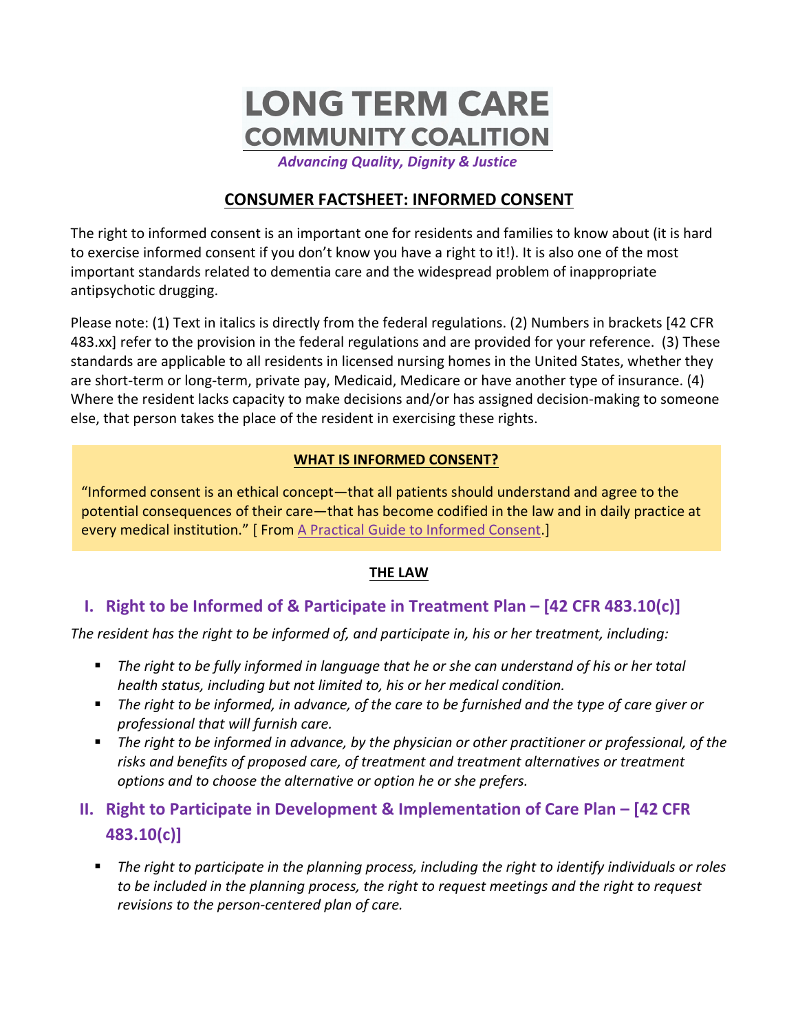# LONG TERM CARE COMMUNITY COALITION

*Advancing Quality, Dignity & Justice*

## CONSUMER FACTSHEET: INFORMED CONSENT

The right to informed consent is an important one for residents and families to know about (it is hard to exercise informed consent if you don't know you have a right to it!). It is also one of the most important standards related to dementia care and the widespread problem of inappropriate antipsychotic drugging.

Please note: (1) Text in italics is directly from the federal regulations. (2) Numbers in brackets [42 CFR 483.xx] refer to the provision in the federal regulations and are provided for your reference. (3) These standards are applicable to all residents in licensed nursing homes in the United States, whether they are short-term or long-term, private pay, Medicaid, Medicare or have another type of insurance. (4) Where the resident lacks capacity to make decisions and/or has assigned decision-making to someone else, that person takes the place of the resident in exercising these rights.

**WHAT IS INFORMED CONSENT?**

"Informed consent is an ethical concept—that all patients should understand and agree to the potential consequences of their care—that has become codified in the law and in daily practice at every medical institution." [ From A Practical Guide to Informed Consent.]

**THE LAW**

## I. Right to be Informed of & Participate in Treatment Plan – [42 CFR 483.10(c)]

*The resident has the right to be informed of, and participate in, his or her treatment, including:*

- *The right to be fully informed in language that he or she can understand of his or her total health status, including but not limited to, his or her medical condition.*
- *The right to be informed, in advance, of the care to be furnished and the type of care giver or professional that will furnish care.*
- *The right to be informed in advance, by the physician or other practitioner or professional, of the risks and benefits of proposed care, of treatment and treatment alternatives or treatment options and to choose the alternative or option he or she prefers.*

## II. Right to Participate in Development & Implementation of Care Plan – [42 CFR 483.10(c)]

- *The right to participate in the planning process, including the right to identify individuals or roles to be included in the planning process, the right to request meetings and the right to request revisions to the person-centered plan of care.*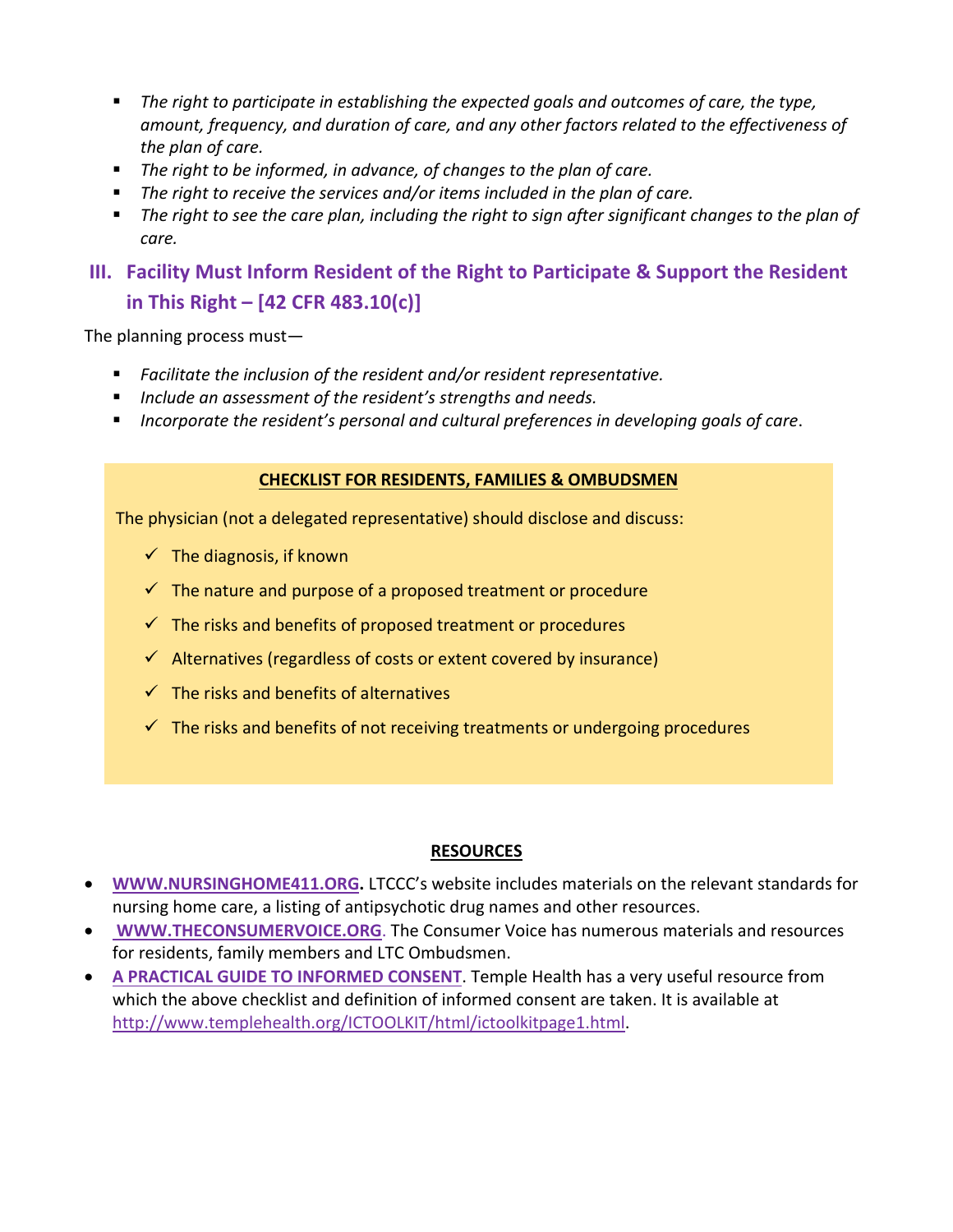- *The right to participate in establishing the expected goals and outcomes of care, the type, amount, frequency, and duration of care, and any other factors related to the effectiveness of the plan of care.*
- *The right to be informed, in advance, of changes to the plan of care.*
- *The right to receive the services and/or items included in the plan of care.*
- *The right to see the care plan, including the right to sign after significant changes to the plan of care.*

## III. Facility Must Inform Resident of the Right to Participate & Support the Resident in This Right – [42 CFR 483.10(c)]

The planning process must—

- *Facilitate the inclusion of the resident and/or resident representative.*
- *Include an assessment of the resident's strengths and needs.*
- *Incorporate the resident's personal and cultural preferences in developing goals of care*.

**CHECKLIST FOR RESIDENTS, FAMILIES & OMBUDSMEN**

The physician (not a delegated representative) should disclose and discuss:

- ✓ The diagnosis, if known
- ✓ The nature and purpose of a proposed treatment or procedure
- ✓ The risks and benefits of proposed treatment or procedures
- ✓ Alternatives (regardless of costs or extent covered by insurance)
- ✓ The risks and benefits of alternatives
- ✓ The risks and benefits of not receiving treatments or undergoing procedures

**RESOURCES**

- **WWW.NURSINGHOME411.ORG.** LTCCC's website includes materials on the relevant standards for nursing home care, a listing of antipsychotic drug names and other resources.
- **WWW.THECONSUMERVOICE.ORG**. The Consumer Voice has numerous materials and resources for residents, family members and LTC Ombudsmen.
- **A PRACTICAL GUIDE TO INFORMED CONSENT**. Temple Health has a very useful resource from which the above checklist and definition of informed consent are taken. It is available at http://www.templehealth.org/ICTOOLKIT/html/ictoolkitpage1.html.